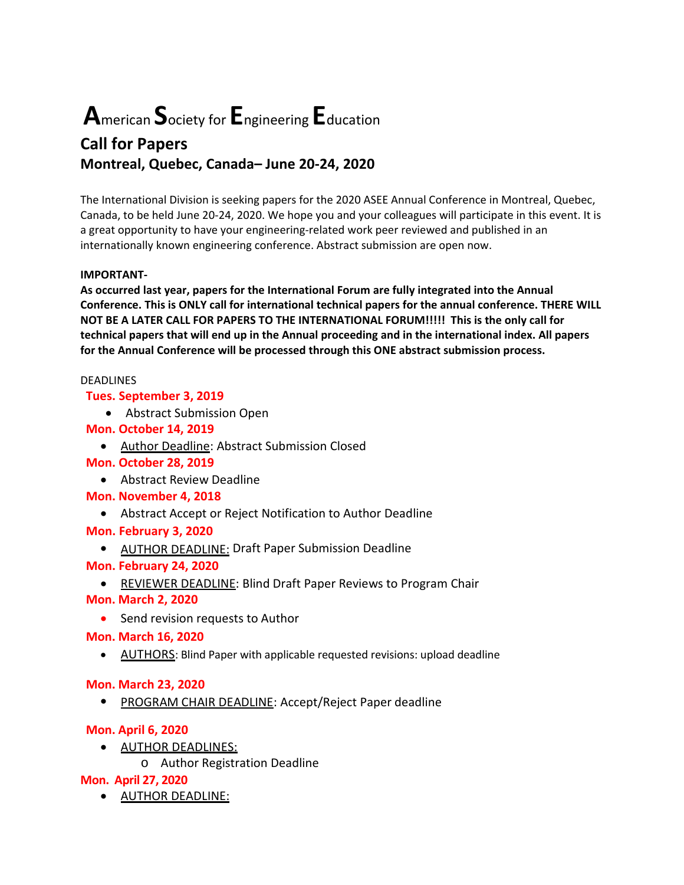# American Society for Engineering Education

## Call for Papers

## Montreal, Quebec, Canada– June 20-24, 2020

The International Division is seeking papers for the 2020 ASEE Annual Conference in Montreal, Quebec, Canada, to be held June 20-24, 2020. We hope you and your colleagues will participate in this event. It is a great opportunity to have your engineering-related work peer reviewed and published in an internationally known engineering conference. Abstract submission are open now.

**IMPORTANT-**

**As occurred last year, papers for the International Forum are fully integrated into the Annual Conference. This is ONLY call for international technical papers for the annual conference. THERE WILL NOT BE A LATER CALL FOR PAPERS TO THE INTERNATIONAL FORUM!!!!! This is the only call for technical papers that will end up in the Annual proceeding and in the international index. All papers for the Annual Conference will be processed through this ONE abstract submission process.**

DEADLINES

**Tues. September 3, 2019**

- Abstract Submission Open

**Mon. October 14, 2019**

- Author Deadline: Abstract Submission Closed

**Mon. October 28, 2019**

- Abstract Review Deadline

**Mon. November 4, 2018**

- Abstract Accept or Reject Notification to Author Deadline

**Mon. February 3, 2020**

- AUTHOR DEADLINE: Draft Paper Submission Deadline

**Mon. February 24, 2020**

- REVIEWER DEADLINE: Blind Draft Paper Reviews to Program Chair

**Mon. March 2, 2020**

- Send revision requests to Author

**Mon. March 16, 2020**

- AUTHORS: Blind Paper with applicable requested revisions: upload deadline

**Mon. March 23, 2020**

- PROGRAM CHAIR DEADLINE: Accept/Reject Paper deadline

**Mon. April 6, 2020**

- AUTHOR DEADLINES:
  - Author Registration Deadline

**Mon. April 27, 2020**

- AUTHOR DEADLINE: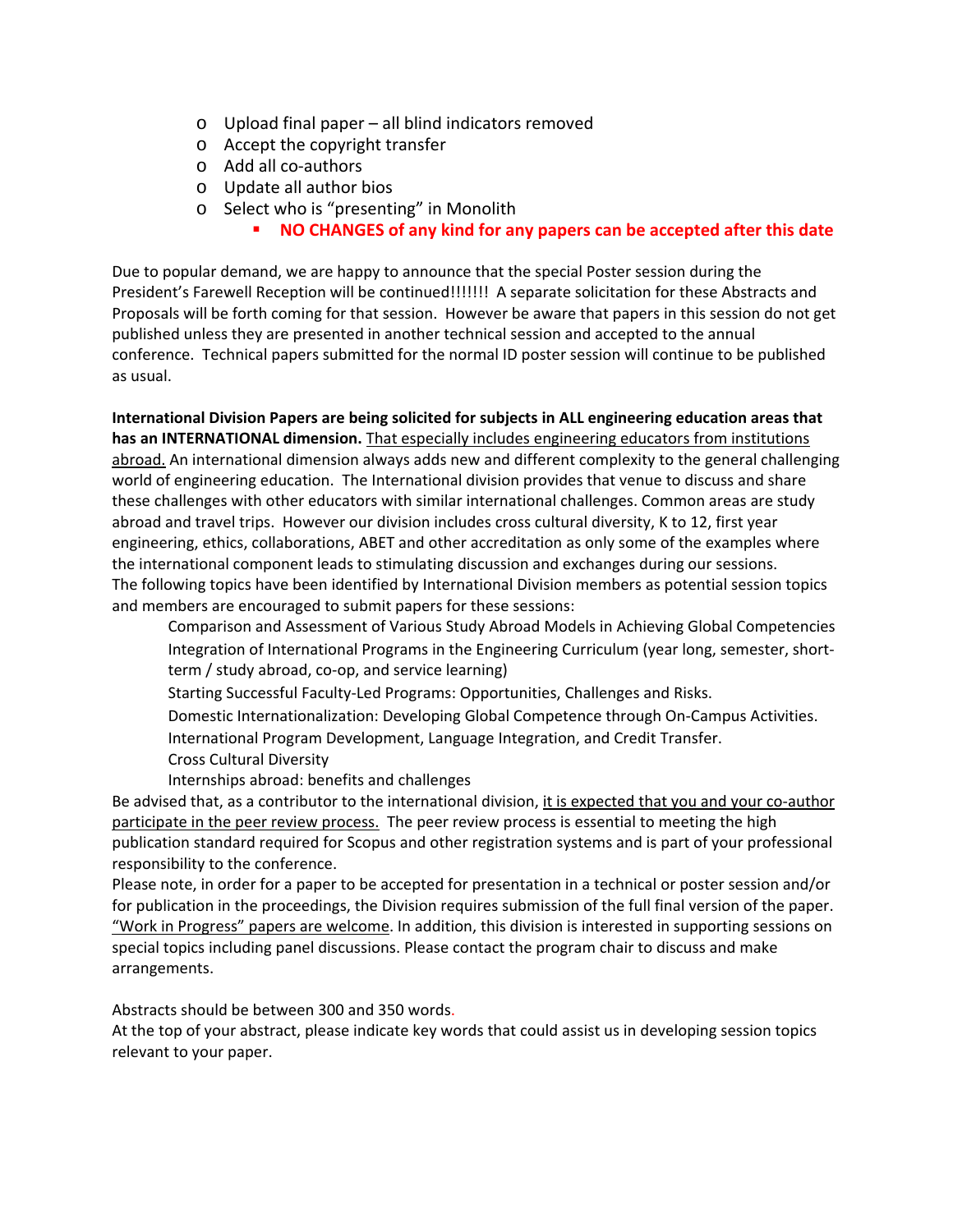- Upload final paper – all blind indicators removed
- Accept the copyright transfer
- Add all co-authors
- Update all author bios
- Select who is "presenting" in Monolith
    - **NO CHANGES of any kind for any papers can be accepted after this date**

Due to popular demand, we are happy to announce that the special Poster session during the President's Farewell Reception will be continued!!!!!!! A separate solicitation for these Abstracts and Proposals will be forth coming for that session. However be aware that papers in this session do not get published unless they are presented in another technical session and accepted to the annual conference. Technical papers submitted for the normal ID poster session will continue to be published as usual.

**International Division Papers are being solicited for subjects in ALL engineering education areas that has an INTERNATIONAL dimension.** <u>That especially includes engineering educators from institutions abroad.</u> An international dimension always adds new and different complexity to the general challenging world of engineering education. The International division provides that venue to discuss and share these challenges with other educators with similar international challenges. Common areas are study abroad and travel trips. However our division includes cross cultural diversity, K to 12, first year engineering, ethics, collaborations, ABET and other accreditation as only some of the examples where the international component leads to stimulating discussion and exchanges during our sessions.
The following topics have been identified by International Division members as potential session topics and members are encouraged to submit papers for these sessions:

Comparison and Assessment of Various Study Abroad Models in Achieving Global Competencies
Integration of International Programs in the Engineering Curriculum (year long, semester, short-term / study abroad, co-op, and service learning)
Starting Successful Faculty-Led Programs: Opportunities, Challenges and Risks.
Domestic Internationalization: Developing Global Competence through On-Campus Activities.
International Program Development, Language Integration, and Credit Transfer.
Cross Cultural Diversity
Internships abroad: benefits and challenges

Be advised that, as a contributor to the international division, <u>it is expected that you and your co-author participate in the peer review process.</u> The peer review process is essential to meeting the high publication standard required for Scopus and other registration systems and is part of your professional responsibility to the conference.
Please note, in order for a paper to be accepted for presentation in a technical or poster session and/or for publication in the proceedings, the Division requires submission of the full final version of the paper. <u>"Work in Progress" papers are welcome</u>. In addition, this division is interested in supporting sessions on special topics including panel discussions. Please contact the program chair to discuss and make arrangements.

Abstracts should be between 300 and 350 words.
At the top of your abstract, please indicate key words that could assist us in developing session topics relevant to your paper.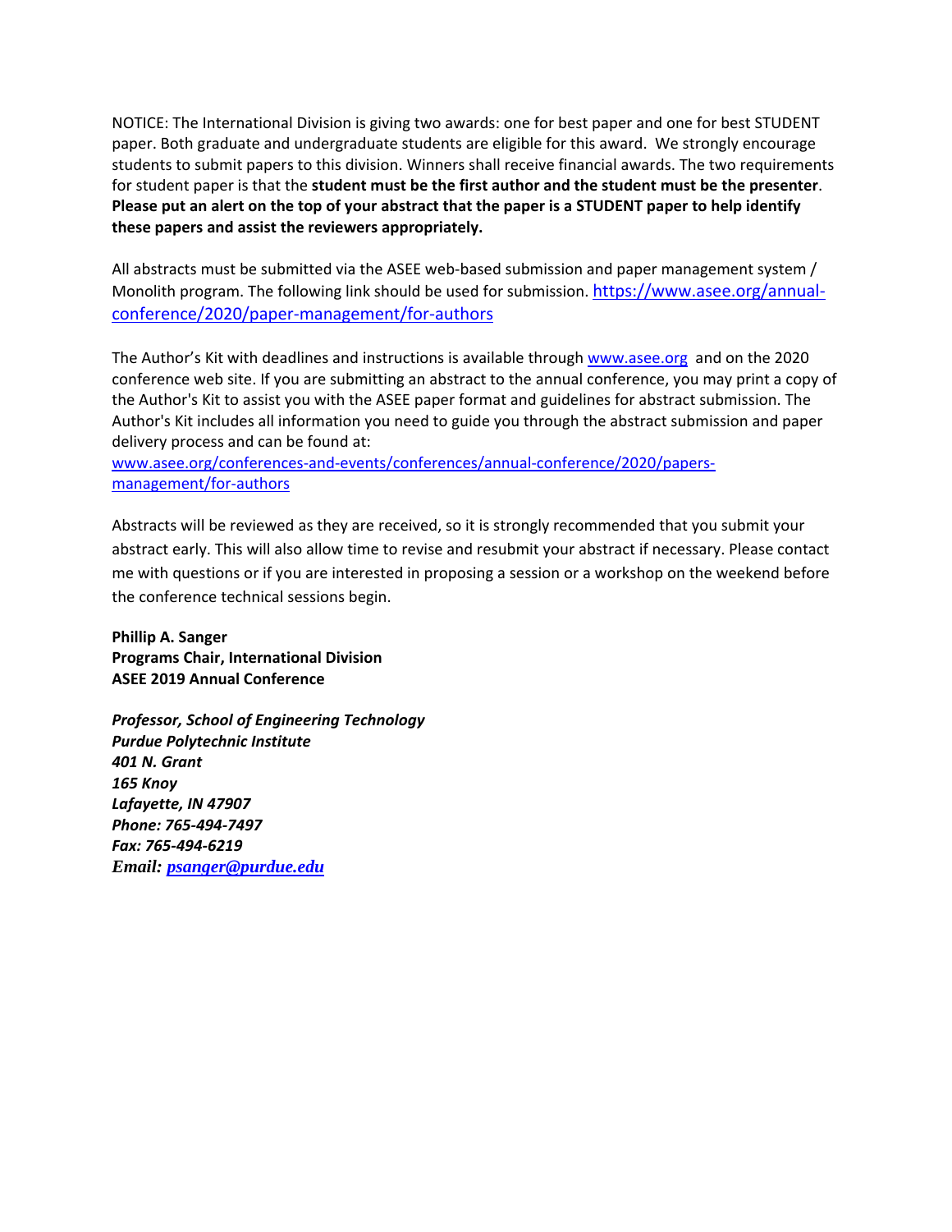NOTICE: The International Division is giving two awards: one for best paper and one for best STUDENT paper. Both graduate and undergraduate students are eligible for this award. We strongly encourage students to submit papers to this division. Winners shall receive financial awards. The two requirements for student paper is that the **student must be the first author and the student must be the presenter**. **Please put an alert on the top of your abstract that the paper is a STUDENT paper to help identify these papers and assist the reviewers appropriately.**

All abstracts must be submitted via the ASEE web-based submission and paper management system / Monolith program. The following link should be used for submission. https://www.asee.org/annual-conference/2020/paper-management/for-authors

The Author's Kit with deadlines and instructions is available through www.asee.org and on the 2020 conference web site. If you are submitting an abstract to the annual conference, you may print a copy of the Author's Kit to assist you with the ASEE paper format and guidelines for abstract submission. The Author's Kit includes all information you need to guide you through the abstract submission and paper delivery process and can be found at: www.asee.org/conferences-and-events/conferences/annual-conference/2020/papers-management/for-authors

Abstracts will be reviewed as they are received, so it is strongly recommended that you submit your abstract early. This will also allow time to revise and resubmit your abstract if necessary. Please contact me with questions or if you are interested in proposing a session or a workshop on the weekend before the conference technical sessions begin.

**Phillip A. Sanger**
**Programs Chair, International Division**
**ASEE 2019 Annual Conference**

***Professor, School of Engineering Technology***
***Purdue Polytechnic Institute***
***401 N. Grant***
***165 Knoy***
***Lafayette, IN 47907***
***Phone: 765-494-7497***
***Fax: 765-494-6219***
***Email: psanger@purdue.edu***